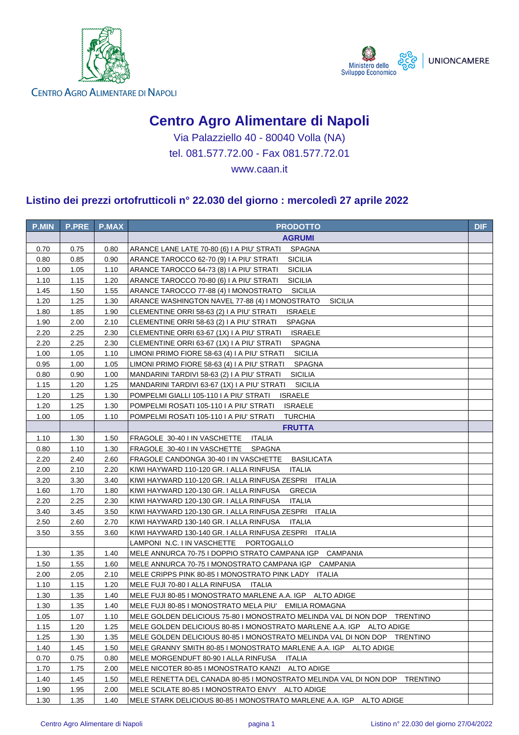CENTRO AGRO ALIMENTARE DI NAPOLI

Ministero dello Sviluppo Economico | UNIONCAMERE

# Centro Agro Alimentare di Napoli

Via Palazziello 40 - 80040 Volla (NA)

tel. 081.577.72.00 - Fax 081.577.72.01

www.caan.it

## Listino dei prezzi ortofrutticoli n° 22.030 del giorno : mercoledì 27 aprile 2022

| P.MIN | P.PRE | P.MAX | PRODOTTO | DIF |
|---|---|---|---|---|
| | | | **AGRUMI** | |
| 0.70 | 0.75 | 0.80 | ARANCE LANE LATE 70-80 (6) I A PIU' STRATI SPAGNA | |
| 0.80 | 0.85 | 0.90 | ARANCE TAROCCO 62-70 (9) I A PIU' STRATI SICILIA | |
| 1.00 | 1.05 | 1.10 | ARANCE TAROCCO 64-73 (8) I A PIU' STRATI SICILIA | |
| 1.10 | 1.15 | 1.20 | ARANCE TAROCCO 70-80 (6) I A PIU' STRATI SICILIA | |
| 1.45 | 1.50 | 1.55 | ARANCE TAROCCO 77-88 (4) I MONOSTRATO SICILIA | |
| 1.20 | 1.25 | 1.30 | ARANCE WASHINGTON NAVEL 77-88 (4) I MONOSTRATO SICILIA | |
| 1.80 | 1.85 | 1.90 | CLEMENTINE ORRI 58-63 (2) I A PIU' STRATI ISRAELE | |
| 1.90 | 2.00 | 2.10 | CLEMENTINE ORRI 58-63 (2) I A PIU' STRATI SPAGNA | |
| 2.20 | 2.25 | 2.30 | CLEMENTINE ORRI 63-67 (1X) I A PIU' STRATI ISRAELE | |
| 2.20 | 2.25 | 2.30 | CLEMENTINE ORRI 63-67 (1X) I A PIU' STRATI SPAGNA | |
| 1.00 | 1.05 | 1.10 | LIMONI PRIMO FIORE 58-63 (4) I A PIU' STRATI SICILIA | |
| 0.95 | 1.00 | 1.05 | LIMONI PRIMO FIORE 58-63 (4) I A PIU' STRATI SPAGNA | |
| 0.80 | 0.90 | 1.00 | MANDARINI TARDIVI 58-63 (2) I A PIU' STRATI SICILIA | |
| 1.15 | 1.20 | 1.25 | MANDARINI TARDIVI 63-67 (1X) I A PIU' STRATI SICILIA | |
| 1.20 | 1.25 | 1.30 | POMPELMI GIALLI 105-110 I A PIU' STRATI ISRAELE | |
| 1.20 | 1.25 | 1.30 | POMPELMI ROSATI 105-110 I A PIU' STRATI ISRAELE | |
| 1.00 | 1.05 | 1.10 | POMPELMI ROSATI 105-110 I A PIU' STRATI TURCHIA | |
| | | | **FRUTTA** | |
| 1.10 | 1.30 | 1.50 | FRAGOLE 30-40 I IN VASCHETTE ITALIA | |
| 0.80 | 1.10 | 1.30 | FRAGOLE 30-40 I IN VASCHETTE SPAGNA | |
| 2.20 | 2.40 | 2.60 | FRAGOLE CANDONGA 30-40 I IN VASCHETTE BASILICATA | |
| 2.00 | 2.10 | 2.20 | KIWI HAYWARD 110-120 GR. I ALLA RINFUSA ITALIA | |
| 3.20 | 3.30 | 3.40 | KIWI HAYWARD 110-120 GR. I ALLA RINFUSA ZESPRI ITALIA | |
| 1.60 | 1.70 | 1.80 | KIWI HAYWARD 120-130 GR. I ALLA RINFUSA GRECIA | |
| 2.20 | 2.25 | 2.30 | KIWI HAYWARD 120-130 GR. I ALLA RINFUSA ITALIA | |
| 3.40 | 3.45 | 3.50 | KIWI HAYWARD 120-130 GR. I ALLA RINFUSA ZESPRI ITALIA | |
| 2.50 | 2.60 | 2.70 | KIWI HAYWARD 130-140 GR. I ALLA RINFUSA ITALIA | |
| 3.50 | 3.55 | 3.60 | KIWI HAYWARD 130-140 GR. I ALLA RINFUSA ZESPRI ITALIA | |
| | | | LAMPONI N.C. I IN VASCHETTE PORTOGALLO | |
| 1.30 | 1.35 | 1.40 | MELE ANNURCA 70-75 I DOPPIO STRATO CAMPANA IGP CAMPANIA | |
| 1.50 | 1.55 | 1.60 | MELE ANNURCA 70-75 I MONOSTRATO CAMPANA IGP CAMPANIA | |
| 2.00 | 2.05 | 2.10 | MELE CRIPPS PINK 80-85 I MONOSTRATO PINK LADY ITALIA | |
| 1.10 | 1.15 | 1.20 | MELE FUJI 70-80 I ALLA RINFUSA ITALIA | |
| 1.30 | 1.35 | 1.40 | MELE FUJI 80-85 I MONOSTRATO MARLENE A.A. IGP ALTO ADIGE | |
| 1.30 | 1.35 | 1.40 | MELE FUJI 80-85 I MONOSTRATO MELA PIU' EMILIA ROMAGNA | |
| 1.05 | 1.07 | 1.10 | MELE GOLDEN DELICIOUS 75-80 I MONOSTRATO MELINDA VAL DI NON DOP TRENTINO | |
| 1.15 | 1.20 | 1.25 | MELE GOLDEN DELICIOUS 80-85 I MONOSTRATO MARLENE A.A. IGP ALTO ADIGE | |
| 1.25 | 1.30 | 1.35 | MELE GOLDEN DELICIOUS 80-85 I MONOSTRATO MELINDA VAL DI NON DOP TRENTINO | |
| 1.40 | 1.45 | 1.50 | MELE GRANNY SMITH 80-85 I MONOSTRATO MARLENE A.A. IGP ALTO ADIGE | |
| 0.70 | 0.75 | 0.80 | MELE MORGENDUFT 80-90 I ALLA RINFUSA ITALIA | |
| 1.70 | 1.75 | 2.00 | MELE NICOTER 80-85 I MONOSTRATO KANZI ALTO ADIGE | |
| 1.40 | 1.45 | 1.50 | MELE RENETTA DEL CANADA 80-85 I MONOSTRATO MELINDA VAL DI NON DOP TRENTINO | |
| 1.90 | 1.95 | 2.00 | MELE SCILATE 80-85 I MONOSTRATO ENVY ALTO ADIGE | |
| 1.30 | 1.35 | 1.40 | MELE STARK DELICIOUS 80-85 I MONOSTRATO MARLENE A.A. IGP ALTO ADIGE | |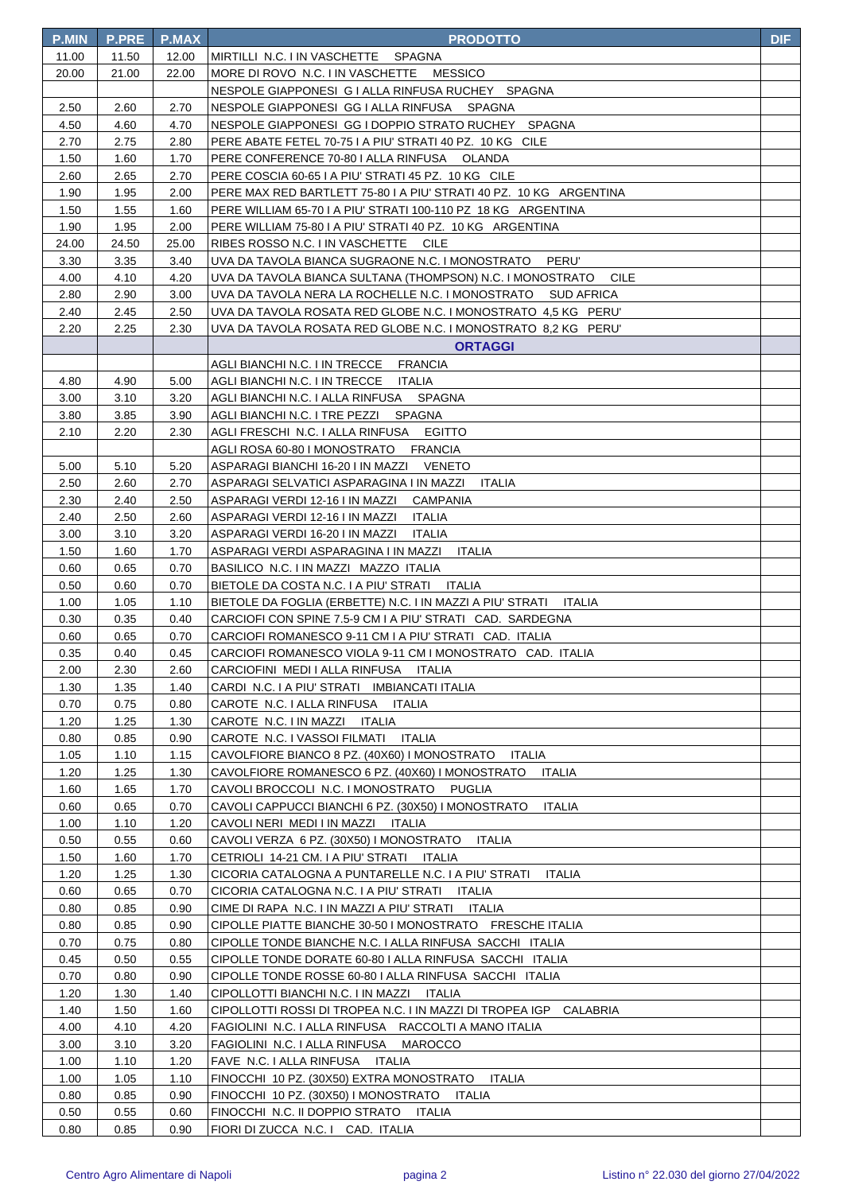| P.MIN | P.PRE | P.MAX | PRODOTTO | DIF |
|---|---|---|---|---|
| 11.00 | 11.50 | 12.00 | MIRTILLI N.C. I IN VASCHETTE SPAGNA | |
| 20.00 | 21.00 | 22.00 | MORE DI ROVO N.C. I IN VASCHETTE MESSICO | |
| | | | NESPOLE GIAPPONESI G I ALLA RINFUSA RUCHEY SPAGNA | |
| 2.50 | 2.60 | 2.70 | NESPOLE GIAPPONESI GG I ALLA RINFUSA SPAGNA | |
| 4.50 | 4.60 | 4.70 | NESPOLE GIAPPONESI GG I DOPPIO STRATO RUCHEY SPAGNA | |
| 2.70 | 2.75 | 2.80 | PERE ABATE FETEL 70-75 I A PIU' STRATI 40 PZ. 10 KG CILE | |
| 1.50 | 1.60 | 1.70 | PERE CONFERENCE 70-80 I ALLA RINFUSA OLANDA | |
| 2.60 | 2.65 | 2.70 | PERE COSCIA 60-65 I A PIU' STRATI 45 PZ. 10 KG CILE | |
| 1.90 | 1.95 | 2.00 | PERE MAX RED BARTLETT 75-80 I A PIU' STRATI 40 PZ. 10 KG ARGENTINA | |
| 1.50 | 1.55 | 1.60 | PERE WILLIAM 65-70 I A PIU' STRATI 100-110 PZ 18 KG ARGENTINA | |
| 1.90 | 1.95 | 2.00 | PERE WILLIAM 75-80 I A PIU' STRATI 40 PZ. 10 KG ARGENTINA | |
| 24.00 | 24.50 | 25.00 | RIBES ROSSO N.C. I IN VASCHETTE CILE | |
| 3.30 | 3.35 | 3.40 | UVA DA TAVOLA BIANCA SUGRAONE N.C. I MONOSTRATO PERU' | |
| 4.00 | 4.10 | 4.20 | UVA DA TAVOLA BIANCA SULTANA (THOMPSON) N.C. I MONOSTRATO CILE | |
| 2.80 | 2.90 | 3.00 | UVA DA TAVOLA NERA LA ROCHELLE N.C. I MONOSTRATO SUD AFRICA | |
| 2.40 | 2.45 | 2.50 | UVA DA TAVOLA ROSATA RED GLOBE N.C. I MONOSTRATO 4,5 KG PERU' | |
| 2.20 | 2.25 | 2.30 | UVA DA TAVOLA ROSATA RED GLOBE N.C. I MONOSTRATO 8,2 KG PERU' | |
| | | | **ORTAGGI** | |
| | | | AGLI BIANCHI N.C. I IN TRECCE FRANCIA | |
| 4.80 | 4.90 | 5.00 | AGLI BIANCHI N.C. I IN TRECCE ITALIA | |
| 3.00 | 3.10 | 3.20 | AGLI BIANCHI N.C. I ALLA RINFUSA SPAGNA | |
| 3.80 | 3.85 | 3.90 | AGLI BIANCHI N.C. I TRE PEZZI SPAGNA | |
| 2.10 | 2.20 | 2.30 | AGLI FRESCHI N.C. I ALLA RINFUSA EGITTO | |
| | | | AGLI ROSA 60-80 I MONOSTRATO FRANCIA | |
| 5.00 | 5.10 | 5.20 | ASPARAGI BIANCHI 16-20 I IN MAZZI VENETO | |
| 2.50 | 2.60 | 2.70 | ASPARAGI SELVATICI ASPARAGINA I IN MAZZI ITALIA | |
| 2.30 | 2.40 | 2.50 | ASPARAGI VERDI 12-16 I IN MAZZI CAMPANIA | |
| 2.40 | 2.50 | 2.60 | ASPARAGI VERDI 12-16 I IN MAZZI ITALIA | |
| 3.00 | 3.10 | 3.20 | ASPARAGI VERDI 16-20 I IN MAZZI ITALIA | |
| 1.50 | 1.60 | 1.70 | ASPARAGI VERDI ASPARAGINA I IN MAZZI ITALIA | |
| 0.60 | 0.65 | 0.70 | BASILICO N.C. I IN MAZZI MAZZO ITALIA | |
| 0.50 | 0.60 | 0.70 | BIETOLE DA COSTA N.C. I A PIU' STRATI ITALIA | |
| 1.00 | 1.05 | 1.10 | BIETOLE DA FOGLIA (ERBETTE) N.C. I IN MAZZI A PIU' STRATI ITALIA | |
| 0.30 | 0.35 | 0.40 | CARCIOFI CON SPINE 7.5-9 CM I A PIU' STRATI CAD. SARDEGNA | |
| 0.60 | 0.65 | 0.70 | CARCIOFI ROMANESCO 9-11 CM I A PIU' STRATI CAD. ITALIA | |
| 0.35 | 0.40 | 0.45 | CARCIOFI ROMANESCO VIOLA 9-11 CM I MONOSTRATO CAD. ITALIA | |
| 2.00 | 2.30 | 2.60 | CARCIOFINI MEDI I ALLA RINFUSA ITALIA | |
| 1.30 | 1.35 | 1.40 | CARDI N.C. I A PIU' STRATI IMBIANCATI ITALIA | |
| 0.70 | 0.75 | 0.80 | CAROTE N.C. I ALLA RINFUSA ITALIA | |
| 1.20 | 1.25 | 1.30 | CAROTE N.C. I IN MAZZI ITALIA | |
| 0.80 | 0.85 | 0.90 | CAROTE N.C. I VASSOI FILMATI ITALIA | |
| 1.05 | 1.10 | 1.15 | CAVOLFIORE BIANCO 8 PZ. (40X60) I MONOSTRATO ITALIA | |
| 1.20 | 1.25 | 1.30 | CAVOLFIORE ROMANESCO 6 PZ. (40X60) I MONOSTRATO ITALIA | |
| 1.60 | 1.65 | 1.70 | CAVOLI BROCCOLI N.C. I MONOSTRATO PUGLIA | |
| 0.60 | 0.65 | 0.70 | CAVOLI CAPPUCCI BIANCHI 6 PZ. (30X50) I MONOSTRATO ITALIA | |
| 1.00 | 1.10 | 1.20 | CAVOLI NERI MEDI I IN MAZZI ITALIA | |
| 0.50 | 0.55 | 0.60 | CAVOLI VERZA 6 PZ. (30X50) I MONOSTRATO ITALIA | |
| 1.50 | 1.60 | 1.70 | CETRIOLI 14-21 CM. I A PIU' STRATI ITALIA | |
| 1.20 | 1.25 | 1.30 | CICORIA CATALOGNA A PUNTARELLE N.C. I A PIU' STRATI ITALIA | |
| 0.60 | 0.65 | 0.70 | CICORIA CATALOGNA N.C. I A PIU' STRATI ITALIA | |
| 0.80 | 0.85 | 0.90 | CIME DI RAPA N.C. I IN MAZZI A PIU' STRATI ITALIA | |
| 0.80 | 0.85 | 0.90 | CIPOLLE PIATTE BIANCHE 30-50 I MONOSTRATO FRESCHE ITALIA | |
| 0.70 | 0.75 | 0.80 | CIPOLLE TONDE BIANCHE N.C. I ALLA RINFUSA SACCHI ITALIA | |
| 0.45 | 0.50 | 0.55 | CIPOLLE TONDE DORATE 60-80 I ALLA RINFUSA SACCHI ITALIA | |
| 0.70 | 0.80 | 0.90 | CIPOLLE TONDE ROSSE 60-80 I ALLA RINFUSA SACCHI ITALIA | |
| 1.20 | 1.30 | 1.40 | CIPOLLOTTI BIANCHI N.C. I IN MAZZI ITALIA | |
| 1.40 | 1.50 | 1.60 | CIPOLLOTTI ROSSI DI TROPEA N.C. I IN MAZZI DI TROPEA IGP CALABRIA | |
| 4.00 | 4.10 | 4.20 | FAGIOLINI N.C. I ALLA RINFUSA RACCOLTI A MANO ITALIA | |
| 3.00 | 3.10 | 3.20 | FAGIOLINI N.C. I ALLA RINFUSA MAROCCO | |
| 1.00 | 1.10 | 1.20 | FAVE N.C. I ALLA RINFUSA ITALIA | |
| 1.00 | 1.05 | 1.10 | FINOCCHI 10 PZ. (30X50) EXTRA MONOSTRATO ITALIA | |
| 0.80 | 0.85 | 0.90 | FINOCCHI 10 PZ. (30X50) I MONOSTRATO ITALIA | |
| 0.50 | 0.55 | 0.60 | FINOCCHI N.C. II DOPPIO STRATO ITALIA | |
| 0.80 | 0.85 | 0.90 | FIORI DI ZUCCA N.C. I CAD. ITALIA | |

Centro Agro Alimentare di Napoli — Listino n° 22.030 del giorno 27/04/2022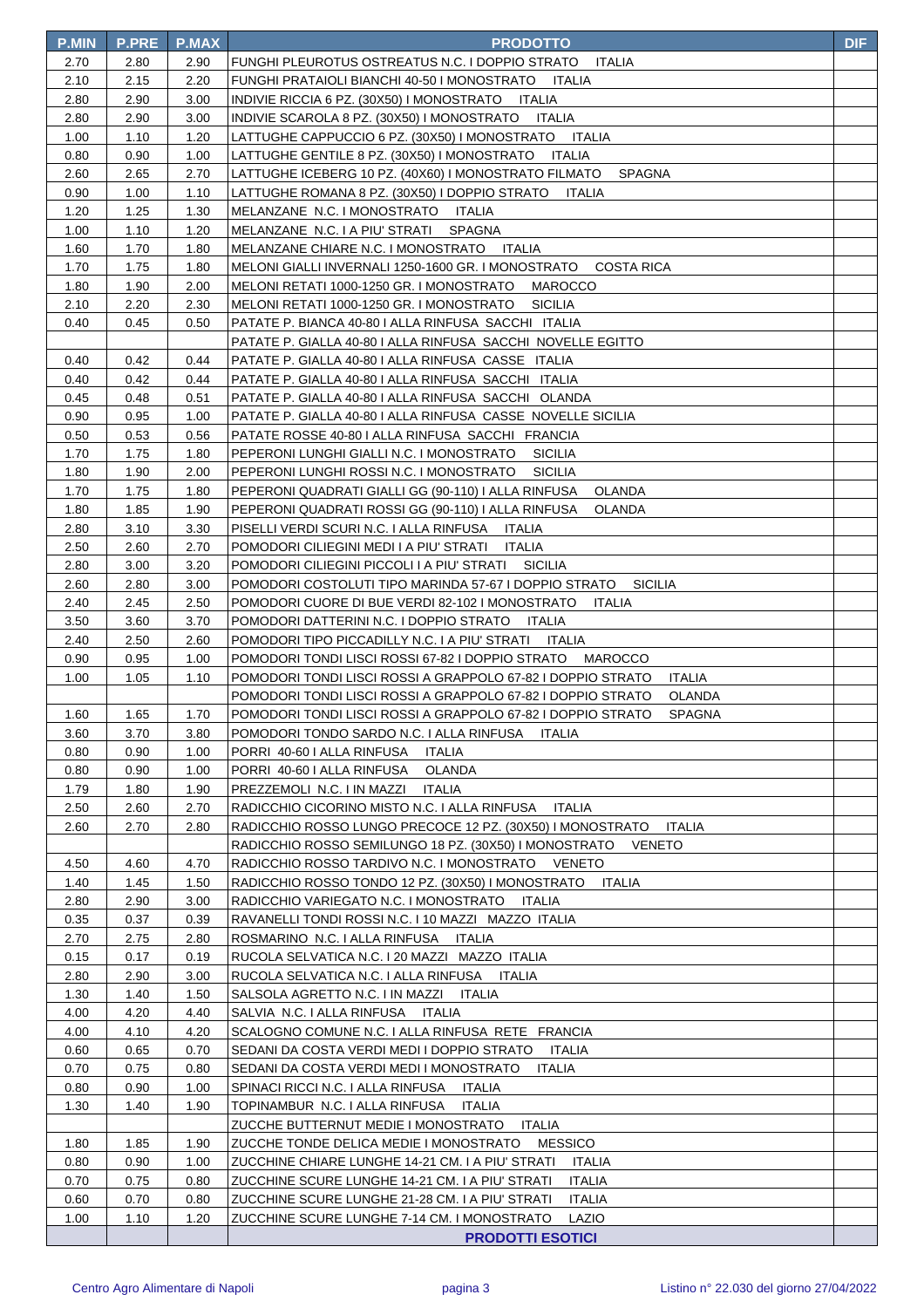| P.MIN | P.PRE | P.MAX | PRODOTTO | DIF |
|---|---|---|---|---|
| 2.70 | 2.80 | 2.90 | FUNGHI PLEUROTUS OSTREATUS N.C. I DOPPIO STRATO ITALIA | |
| 2.10 | 2.15 | 2.20 | FUNGHI PRATAIOLI BIANCHI 40-50 I MONOSTRATO ITALIA | |
| 2.80 | 2.90 | 3.00 | INDIVIE RICCIA 6 PZ. (30X50) I MONOSTRATO ITALIA | |
| 2.80 | 2.90 | 3.00 | INDIVIE SCAROLA 8 PZ. (30X50) I MONOSTRATO ITALIA | |
| 1.00 | 1.10 | 1.20 | LATTUGHE CAPPUCCIO 6 PZ. (30X50) I MONOSTRATO ITALIA | |
| 0.80 | 0.90 | 1.00 | LATTUGHE GENTILE 8 PZ. (30X50) I MONOSTRATO ITALIA | |
| 2.60 | 2.65 | 2.70 | LATTUGHE ICEBERG 10 PZ. (40X60) I MONOSTRATO FILMATO SPAGNA | |
| 0.90 | 1.00 | 1.10 | LATTUGHE ROMANA 8 PZ. (30X50) I DOPPIO STRATO ITALIA | |
| 1.20 | 1.25 | 1.30 | MELANZANE N.C. I MONOSTRATO ITALIA | |
| 1.00 | 1.10 | 1.20 | MELANZANE N.C. I A PIU' STRATI SPAGNA | |
| 1.60 | 1.70 | 1.80 | MELANZANE CHIARE N.C. I MONOSTRATO ITALIA | |
| 1.70 | 1.75 | 1.80 | MELONI GIALLI INVERNALI 1250-1600 GR. I MONOSTRATO COSTA RICA | |
| 1.80 | 1.90 | 2.00 | MELONI RETATI 1000-1250 GR. I MONOSTRATO MAROCCO | |
| 2.10 | 2.20 | 2.30 | MELONI RETATI 1000-1250 GR. I MONOSTRATO SICILIA | |
| 0.40 | 0.45 | 0.50 | PATATE P. BIANCA 40-80 I ALLA RINFUSA SACCHI ITALIA | |
| | | | PATATE P. GIALLA 40-80 I ALLA RINFUSA SACCHI NOVELLE EGITTO | |
| 0.40 | 0.42 | 0.44 | PATATE P. GIALLA 40-80 I ALLA RINFUSA CASSE ITALIA | |
| 0.40 | 0.42 | 0.44 | PATATE P. GIALLA 40-80 I ALLA RINFUSA SACCHI ITALIA | |
| 0.45 | 0.48 | 0.51 | PATATE P. GIALLA 40-80 I ALLA RINFUSA SACCHI OLANDA | |
| 0.90 | 0.95 | 1.00 | PATATE P. GIALLA 40-80 I ALLA RINFUSA CASSE NOVELLE SICILIA | |
| 0.50 | 0.53 | 0.56 | PATATE ROSSE 40-80 I ALLA RINFUSA SACCHI FRANCIA | |
| 1.70 | 1.75 | 1.80 | PEPERONI LUNGHI GIALLI N.C. I MONOSTRATO SICILIA | |
| 1.80 | 1.90 | 2.00 | PEPERONI LUNGHI ROSSI N.C. I MONOSTRATO SICILIA | |
| 1.70 | 1.75 | 1.80 | PEPERONI QUADRATI GIALLI GG (90-110) I ALLA RINFUSA OLANDA | |
| 1.80 | 1.85 | 1.90 | PEPERONI QUADRATI ROSSI GG (90-110) I ALLA RINFUSA OLANDA | |
| 2.80 | 3.10 | 3.30 | PISELLI VERDI SCURI N.C. I ALLA RINFUSA ITALIA | |
| 2.50 | 2.60 | 2.70 | POMODORI CILIEGINI MEDI I A PIU' STRATI ITALIA | |
| 2.80 | 3.00 | 3.20 | POMODORI CILIEGINI PICCOLI I A PIU' STRATI SICILIA | |
| 2.60 | 2.80 | 3.00 | POMODORI COSTOLUTI TIPO MARINDA 57-67 I DOPPIO STRATO SICILIA | |
| 2.40 | 2.45 | 2.50 | POMODORI CUORE DI BUE VERDI 82-102 I MONOSTRATO ITALIA | |
| 3.50 | 3.60 | 3.70 | POMODORI DATTERINI N.C. I DOPPIO STRATO ITALIA | |
| 2.40 | 2.50 | 2.60 | POMODORI TIPO PICCADILLY N.C. I A PIU' STRATI ITALIA | |
| 0.90 | 0.95 | 1.00 | POMODORI TONDI LISCI ROSSI 67-82 I DOPPIO STRATO MAROCCO | |
| 1.00 | 1.05 | 1.10 | POMODORI TONDI LISCI ROSSI A GRAPPOLO 67-82 I DOPPIO STRATO ITALIA | |
| | | | POMODORI TONDI LISCI ROSSI A GRAPPOLO 67-82 I DOPPIO STRATO OLANDA | |
| 1.60 | 1.65 | 1.70 | POMODORI TONDI LISCI ROSSI A GRAPPOLO 67-82 I DOPPIO STRATO SPAGNA | |
| 3.60 | 3.70 | 3.80 | POMODORI TONDO SARDO N.C. I ALLA RINFUSA ITALIA | |
| 0.80 | 0.90 | 1.00 | PORRI 40-60 I ALLA RINFUSA ITALIA | |
| 0.80 | 0.90 | 1.00 | PORRI 40-60 I ALLA RINFUSA OLANDA | |
| 1.79 | 1.80 | 1.90 | PREZZEMOLI N.C. I IN MAZZI ITALIA | |
| 2.50 | 2.60 | 2.70 | RADICCHIO CICORINO MISTO N.C. I ALLA RINFUSA ITALIA | |
| 2.60 | 2.70 | 2.80 | RADICCHIO ROSSO LUNGO PRECOCE 12 PZ. (30X50) I MONOSTRATO ITALIA | |
| | | | RADICCHIO ROSSO SEMILUNGO 18 PZ. (30X50) I MONOSTRATO VENETO | |
| 4.50 | 4.60 | 4.70 | RADICCHIO ROSSO TARDIVO N.C. I MONOSTRATO VENETO | |
| 1.40 | 1.45 | 1.50 | RADICCHIO ROSSO TONDO 12 PZ. (30X50) I MONOSTRATO ITALIA | |
| 2.80 | 2.90 | 3.00 | RADICCHIO VARIEGATO N.C. I MONOSTRATO ITALIA | |
| 0.35 | 0.37 | 0.39 | RAVANELLI TONDI ROSSI N.C. I 10 MAZZI MAZZO ITALIA | |
| 2.70 | 2.75 | 2.80 | ROSMARINO N.C. I ALLA RINFUSA ITALIA | |
| 0.15 | 0.17 | 0.19 | RUCOLA SELVATICA N.C. I 20 MAZZI MAZZO ITALIA | |
| 2.80 | 2.90 | 3.00 | RUCOLA SELVATICA N.C. I ALLA RINFUSA ITALIA | |
| 1.30 | 1.40 | 1.50 | SALSOLA AGRETTO N.C. I IN MAZZI ITALIA | |
| 4.00 | 4.20 | 4.40 | SALVIA N.C. I ALLA RINFUSA ITALIA | |
| 4.00 | 4.10 | 4.20 | SCALOGNO COMUNE N.C. I ALLA RINFUSA RETE FRANCIA | |
| 0.60 | 0.65 | 0.70 | SEDANI DA COSTA VERDI MEDI I DOPPIO STRATO ITALIA | |
| 0.70 | 0.75 | 0.80 | SEDANI DA COSTA VERDI MEDI I MONOSTRATO ITALIA | |
| 0.80 | 0.90 | 1.00 | SPINACI RICCI N.C. I ALLA RINFUSA ITALIA | |
| 1.30 | 1.40 | 1.90 | TOPINAMBUR N.C. I ALLA RINFUSA ITALIA | |
| | | | ZUCCHE BUTTERNUT MEDIE I MONOSTRATO ITALIA | |
| 1.80 | 1.85 | 1.90 | ZUCCHE TONDE DELICA MEDIE I MONOSTRATO MESSICO | |
| 0.80 | 0.90 | 1.00 | ZUCCHINE CHIARE LUNGHE 14-21 CM. I A PIU' STRATI ITALIA | |
| 0.70 | 0.75 | 0.80 | ZUCCHINE SCURE LUNGHE 14-21 CM. I A PIU' STRATI ITALIA | |
| 0.60 | 0.70 | 0.80 | ZUCCHINE SCURE LUNGHE 21-28 CM. I A PIU' STRATI ITALIA | |
| 1.00 | 1.10 | 1.20 | ZUCCHINE SCURE LUNGHE 7-14 CM. I MONOSTRATO LAZIO | |
| | | | **PRODOTTI ESOTICI** | |

Centro Agro Alimentare di Napoli — Listino n° 22.030 del giorno 27/04/2022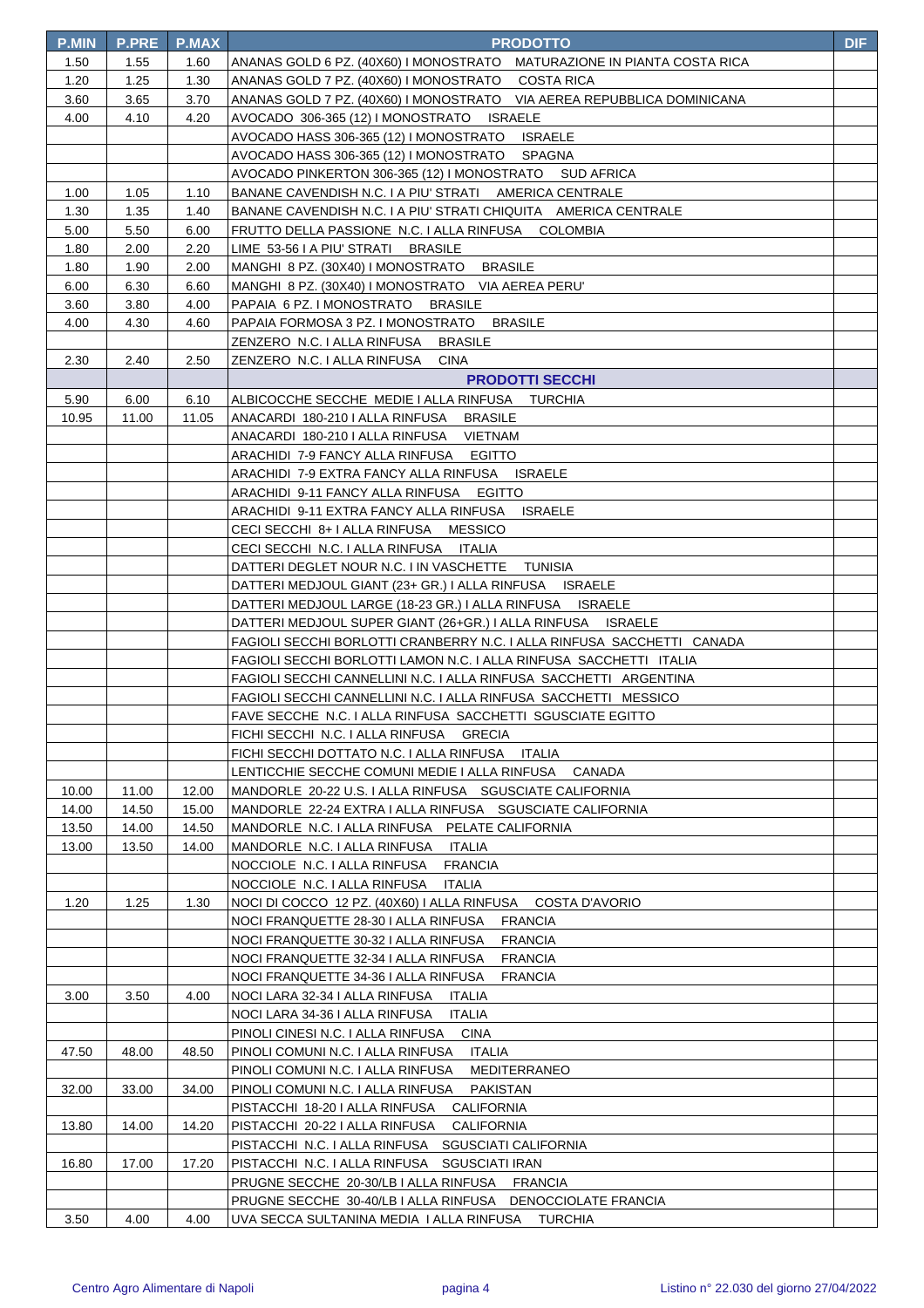| P.MIN | P.PRE | P.MAX | PRODOTTO | DIF |
|---|---|---|---|---|
| 1.50 | 1.55 | 1.60 | ANANAS GOLD 6 PZ. (40X60) I MONOSTRATO MATURAZIONE IN PIANTA COSTA RICA | |
| 1.20 | 1.25 | 1.30 | ANANAS GOLD 7 PZ. (40X60) I MONOSTRATO COSTA RICA | |
| 3.60 | 3.65 | 3.70 | ANANAS GOLD 7 PZ. (40X60) I MONOSTRATO VIA AEREA REPUBBLICA DOMINICANA | |
| 4.00 | 4.10 | 4.20 | AVOCADO 306-365 (12) I MONOSTRATO ISRAELE | |
| | | | AVOCADO HASS 306-365 (12) I MONOSTRATO ISRAELE | |
| | | | AVOCADO HASS 306-365 (12) I MONOSTRATO SPAGNA | |
| | | | AVOCADO PINKERTON 306-365 (12) I MONOSTRATO SUD AFRICA | |
| 1.00 | 1.05 | 1.10 | BANANE CAVENDISH N.C. I A PIU' STRATI AMERICA CENTRALE | |
| 1.30 | 1.35 | 1.40 | BANANE CAVENDISH N.C. I A PIU' STRATI CHIQUITA AMERICA CENTRALE | |
| 5.00 | 5.50 | 6.00 | FRUTTO DELLA PASSIONE N.C. I ALLA RINFUSA COLOMBIA | |
| 1.80 | 2.00 | 2.20 | LIME 53-56 I A PIU' STRATI BRASILE | |
| 1.80 | 1.90 | 2.00 | MANGHI 8 PZ. (30X40) I MONOSTRATO BRASILE | |
| 6.00 | 6.30 | 6.60 | MANGHI 8 PZ. (30X40) I MONOSTRATO VIA AEREA PERU' | |
| 3.60 | 3.80 | 4.00 | PAPAIA 6 PZ. I MONOSTRATO BRASILE | |
| 4.00 | 4.30 | 4.60 | PAPAIA FORMOSA 3 PZ. I MONOSTRATO BRASILE | |
| | | | ZENZERO N.C. I ALLA RINFUSA BRASILE | |
| 2.30 | 2.40 | 2.50 | ZENZERO N.C. I ALLA RINFUSA CINA | |
| | | | **PRODOTTI SECCHI** | |
| 5.90 | 6.00 | 6.10 | ALBICOCCHE SECCHE MEDIE I ALLA RINFUSA TURCHIA | |
| 10.95 | 11.00 | 11.05 | ANACARDI 180-210 I ALLA RINFUSA BRASILE | |
| | | | ANACARDI 180-210 I ALLA RINFUSA VIETNAM | |
| | | | ARACHIDI 7-9 FANCY ALLA RINFUSA EGITTO | |
| | | | ARACHIDI 7-9 EXTRA FANCY ALLA RINFUSA ISRAELE | |
| | | | ARACHIDI 9-11 FANCY ALLA RINFUSA EGITTO | |
| | | | ARACHIDI 9-11 EXTRA FANCY ALLA RINFUSA ISRAELE | |
| | | | CECI SECCHI 8+ I ALLA RINFUSA MESSICO | |
| | | | CECI SECCHI N.C. I ALLA RINFUSA ITALIA | |
| | | | DATTERI DEGLET NOUR N.C. I IN VASCHETTE TUNISIA | |
| | | | DATTERI MEDJOUL GIANT (23+ GR.) I ALLA RINFUSA ISRAELE | |
| | | | DATTERI MEDJOUL LARGE (18-23 GR.) I ALLA RINFUSA ISRAELE | |
| | | | DATTERI MEDJOUL SUPER GIANT (26+GR.) I ALLA RINFUSA ISRAELE | |
| | | | FAGIOLI SECCHI BORLOTTI CRANBERRY N.C. I ALLA RINFUSA SACCHETTI CANADA | |
| | | | FAGIOLI SECCHI BORLOTTI LAMON N.C. I ALLA RINFUSA SACCHETTI ITALIA | |
| | | | FAGIOLI SECCHI CANNELLINI N.C. I ALLA RINFUSA SACCHETTI ARGENTINA | |
| | | | FAGIOLI SECCHI CANNELLINI N.C. I ALLA RINFUSA SACCHETTI MESSICO | |
| | | | FAVE SECCHE N.C. I ALLA RINFUSA SACCHETTI SGUSCIATE EGITTO | |
| | | | FICHI SECCHI N.C. I ALLA RINFUSA GRECIA | |
| | | | FICHI SECCHI DOTTATO N.C. I ALLA RINFUSA ITALIA | |
| | | | LENTICCHIE SECCHE COMUNI MEDIE I ALLA RINFUSA CANADA | |
| 10.00 | 11.00 | 12.00 | MANDORLE 20-22 U.S. I ALLA RINFUSA SGUSCIATE CALIFORNIA | |
| 14.00 | 14.50 | 15.00 | MANDORLE 22-24 EXTRA I ALLA RINFUSA SGUSCIATE CALIFORNIA | |
| 13.50 | 14.00 | 14.50 | MANDORLE N.C. I ALLA RINFUSA PELATE CALIFORNIA | |
| 13.00 | 13.50 | 14.00 | MANDORLE N.C. I ALLA RINFUSA ITALIA | |
| | | | NOCCIOLE N.C. I ALLA RINFUSA FRANCIA | |
| | | | NOCCIOLE N.C. I ALLA RINFUSA ITALIA | |
| 1.20 | 1.25 | 1.30 | NOCI DI COCCO 12 PZ. (40X60) I ALLA RINFUSA COSTA D'AVORIO | |
| | | | NOCI FRANQUETTE 28-30 I ALLA RINFUSA FRANCIA | |
| | | | NOCI FRANQUETTE 30-32 I ALLA RINFUSA FRANCIA | |
| | | | NOCI FRANQUETTE 32-34 I ALLA RINFUSA FRANCIA | |
| | | | NOCI FRANQUETTE 34-36 I ALLA RINFUSA FRANCIA | |
| 3.00 | 3.50 | 4.00 | NOCI LARA 32-34 I ALLA RINFUSA ITALIA | |
| | | | NOCI LARA 34-36 I ALLA RINFUSA ITALIA | |
| | | | PINOLI CINESI N.C. I ALLA RINFUSA CINA | |
| 47.50 | 48.00 | 48.50 | PINOLI COMUNI N.C. I ALLA RINFUSA ITALIA | |
| | | | PINOLI COMUNI N.C. I ALLA RINFUSA MEDITERRANEO | |
| 32.00 | 33.00 | 34.00 | PINOLI COMUNI N.C. I ALLA RINFUSA PAKISTAN | |
| | | | PISTACCHI 18-20 I ALLA RINFUSA CALIFORNIA | |
| 13.80 | 14.00 | 14.20 | PISTACCHI 20-22 I ALLA RINFUSA CALIFORNIA | |
| | | | PISTACCHI N.C. I ALLA RINFUSA SGUSCIATI CALIFORNIA | |
| 16.80 | 17.00 | 17.20 | PISTACCHI N.C. I ALLA RINFUSA SGUSCIATI IRAN | |
| | | | PRUGNE SECCHE 20-30/LB I ALLA RINFUSA FRANCIA | |
| | | | PRUGNE SECCHE 30-40/LB I ALLA RINFUSA DENOCCIOLATE FRANCIA | |
| 3.50 | 4.00 | 4.00 | UVA SECCA SULTANINA MEDIA I ALLA RINFUSA TURCHIA | |

Centro Agro Alimentare di Napoli — Listino n° 22.030 del giorno 27/04/2022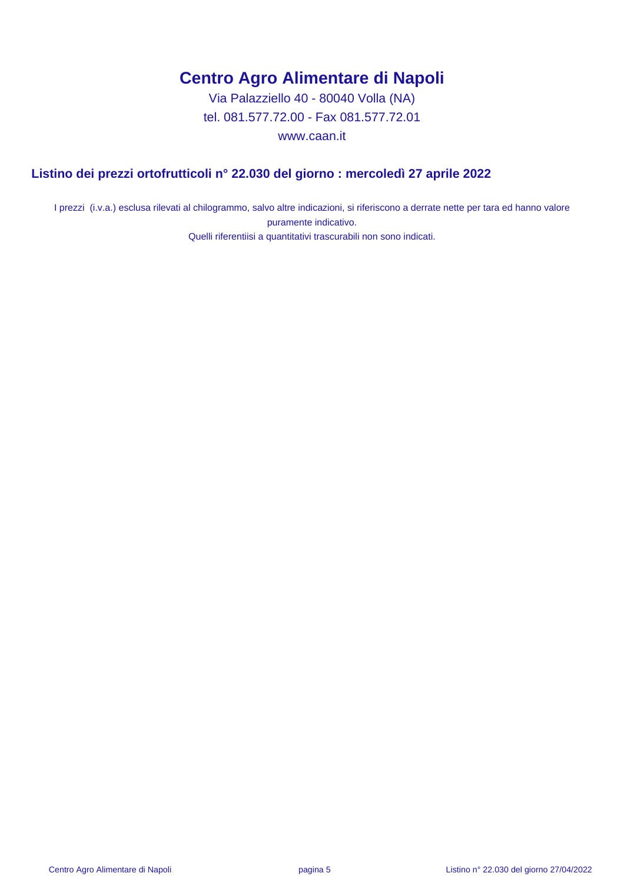# Centro Agro Alimentare di Napoli

Via Palazziello 40 - 80040 Volla (NA)

tel. 081.577.72.00 - Fax 081.577.72.01

www.caan.it

## Listino dei prezzi ortofrutticoli n° 22.030 del giorno : mercoledì 27 aprile 2022

I prezzi (i.v.a.) esclusa rilevati al chilogrammo, salvo altre indicazioni, si riferiscono a derrate nette per tara ed hanno valore puramente indicativo.

Quelli riferentiisi a quantitativi trascurabili non sono indicati.